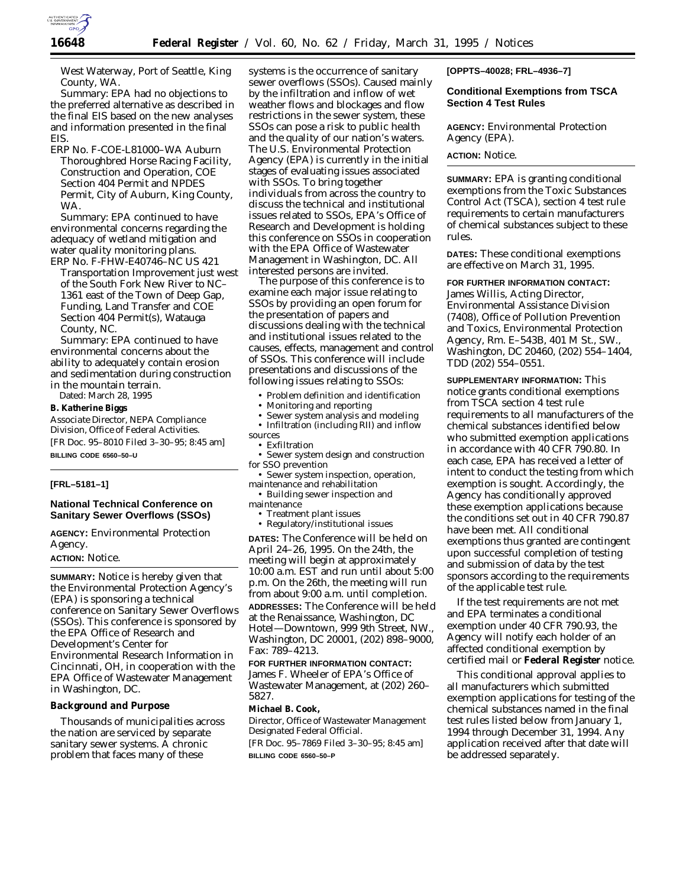West Waterway, Port of Seattle, King County, WA.

*Summary:* EPA had no objections to the preferred alternative as described in the final EIS based on the new analyses and information presented in the final EIS.

ERP No. F-COE-L81000–WA Auburn Thoroughbred Horse Racing Facility, Construction and Operation, COE Section 404 Permit and NPDES Permit, City of Auburn, King County, WA.

*Summary:* EPA continued to have environmental concerns regarding the adequacy of wetland mitigation and water quality monitoring plans.

ERP No. F-FHW-E40746–NC US 421 Transportation Improvement just west of the South Fork New River to NC–1361 east of the Town of Deep Gap, Funding, Land Transfer and COE Section 404 Permit(s), Watauga County, NC.

*Summary:* EPA continued to have environmental concerns about the ability to adequately contain erosion and sedimentation during construction in the mountain terrain.

Dated: March 28, 1995

**B. Katherine Biggs**

*Associate Director, NEPA Compliance Division, Office of Federal Activities.*

[FR Doc. 95–8010 Filed 3–30–95; 8:45 am]

**BILLING CODE 6560–50–U**

---

**[FRL–5181–1]**

## National Technical Conference on Sanitary Sewer Overflows (SSOs)

**AGENCY:** Environmental Protection Agency.

**ACTION:** Notice.

**SUMMARY:** Notice is hereby given that the Environmental Protection Agency's (EPA) is sponsoring a technical conference on Sanitary Sewer Overflows (SSOs). This conference is sponsored by the EPA Office of Research and Development's Center for Environmental Research Information in Cincinnati, OH, in cooperation with the EPA Office of Wastewater Management in Washington, DC.

### Background and Purpose

Thousands of municipalities across the nation are serviced by separate sanitary sewer systems. A chronic problem that faces many of these systems is the occurrence of sanitary sewer overflows (SSOs). Caused mainly by the infiltration and inflow of wet weather flows and blockages and flow restrictions in the sewer system, these SSOs can pose a risk to public health and the quality of our nation's waters. The U.S. Environmental Protection Agency (EPA) is currently in the initial stages of evaluating issues associated with SSOs. To bring together individuals from across the country to discuss the technical and institutional issues related to SSOs, EPA's Office of Research and Development is holding this conference on SSOs in cooperation with the EPA Office of Wastewater Management in Washington, DC. All interested persons are invited.

The purpose of this conference is to examine each major issue relating to SSOs by providing an open forum for the presentation of papers and discussions dealing with the technical and institutional issues related to the causes, effects, management and control of SSOs. This conference will include presentations and discussions of the following issues relating to SSOs:

- Problem definition and identification
- Monitoring and reporting
- Sewer system analysis and modeling
- Infiltration (including RII) and inflow sources
- Exfiltration
- Sewer system design and construction for SSO prevention
- Sewer system inspection, operation, maintenance and rehabilitation
- Building sewer inspection and maintenance
- Treatment plant issues
- Regulatory/institutional issues

**DATES:** The Conference will be held on April 24–26, 1995. On the 24th, the meeting will begin at approximately 10:00 a.m. EST and run until about 5:00 p.m. On the 26th, the meeting will run from about 9:00 a.m. until completion.

**ADDRESSES:** The Conference will be held at the Renaissance, Washington, DC Hotel—Downtown, 999 9th Street, NW., Washington, DC 20001, (202) 898–9000, Fax: 789–4213.

**FOR FURTHER INFORMATION CONTACT:** James F. Wheeler of EPA's Office of Wastewater Management, at (202) 260–5827.

**Michael B. Cook,**

*Director, Office of Wastewater Management Designated Federal Official.*

[FR Doc. 95–7869 Filed 3–30–95; 8:45 am]

**BILLING CODE 6560–50–P**

---

**[OPPTS–40028; FRL–4936–7]**

## Conditional Exemptions from TSCA Section 4 Test Rules

**AGENCY:** Environmental Protection Agency (EPA).

**ACTION:** Notice.

**SUMMARY:** EPA is granting conditional exemptions from the Toxic Substances Control Act (TSCA), section 4 test rule requirements to certain manufacturers of chemical substances subject to these rules.

**DATES:** These conditional exemptions are effective on March 31, 1995.

**FOR FURTHER INFORMATION CONTACT:** James Willis, Acting Director, Environmental Assistance Division (7408), Office of Pollution Prevention and Toxics, Environmental Protection Agency, Rm. E–543B, 401 M St., SW., Washington, DC 20460, (202) 554–1404, TDD (202) 554–0551.

**SUPPLEMENTARY INFORMATION:** This notice grants conditional exemptions from TSCA section 4 test rule requirements to all manufacturers of the chemical substances identified below who submitted exemption applications in accordance with 40 CFR 790.80. In each case, EPA has received a letter of intent to conduct the testing from which exemption is sought. Accordingly, the Agency has conditionally approved these exemption applications because the conditions set out in 40 CFR 790.87 have been met. All conditional exemptions thus granted are contingent upon successful completion of testing and submission of data by the test sponsors according to the requirements of the applicable test rule.

If the test requirements are not met and EPA terminates a conditional exemption under 40 CFR 790.93, the Agency will notify each holder of an affected conditional exemption by certified mail or **Federal Register** notice.

This conditional approval applies to all manufacturers which submitted exemption applications for testing of the chemical substances named in the final test rules listed below from January 1, 1994 through December 31, 1994. Any application received after that date will be addressed separately.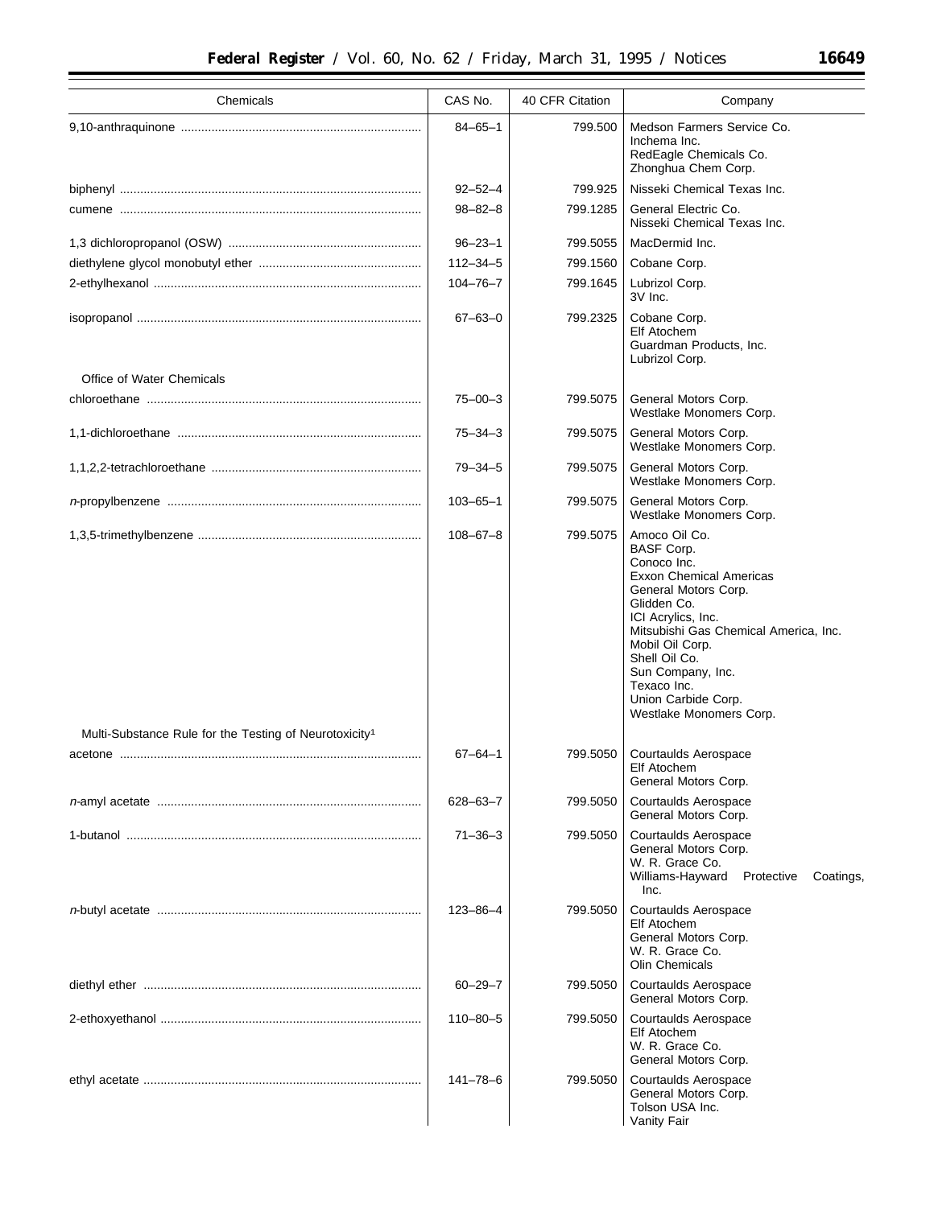| Chemicals | CAS No. | 40 CFR Citation | Company |
|---|---|---|---|
| 9,10-anthraquinone | 84–65–1 | 799.500 | Medson Farmers Service Co.<br>Inchema Inc.<br>RedEagle Chemicals Co.<br>Zhonghua Chem Corp. |
| biphenyl | 92–52–4 | 799.925 | Nisseki Chemical Texas Inc. |
| cumene | 98–82–8 | 799.1285 | General Electric Co.<br>Nisseki Chemical Texas Inc. |
| 1,3 dichloropropanol (OSW) | 96–23–1 | 799.5055 | MacDermid Inc. |
| diethylene glycol monobutyl ether | 112–34–5 | 799.1560 | Cobane Corp. |
| 2-ethylhexanol | 104–76–7 | 799.1645 | Lubrizol Corp.<br>3V Inc. |
| isopropanol | 67–63–0 | 799.2325 | Cobane Corp.<br>Elf Atochem<br>Guardman Products, Inc.<br>Lubrizol Corp. |
| Office of Water Chemicals | | | |
| chloroethane | 75–00–3 | 799.5075 | General Motors Corp.<br>Westlake Monomers Corp. |
| 1,1-dichloroethane | 75–34–3 | 799.5075 | General Motors Corp.<br>Westlake Monomers Corp. |
| 1,1,2,2-tetrachloroethane | 79–34–5 | 799.5075 | General Motors Corp.<br>Westlake Monomers Corp. |
| *n*-propylbenzene | 103–65–1 | 799.5075 | General Motors Corp.<br>Westlake Monomers Corp. |
| 1,3,5-trimethylbenzene | 108–67–8 | 799.5075 | Amoco Oil Co.<br>BASF Corp.<br>Conoco Inc.<br>Exxon Chemical Americas<br>General Motors Corp.<br>Glidden Co.<br>ICI Acrylics, Inc.<br>Mitsubishi Gas Chemical America, Inc.<br>Mobil Oil Corp.<br>Shell Oil Co.<br>Sun Company, Inc.<br>Texaco Inc.<br>Union Carbide Corp.<br>Westlake Monomers Corp. |
| Multi-Substance Rule for the Testing of Neurotoxicity[1] | | | |
| acetone | 67–64–1 | 799.5050 | Courtaulds Aerospace<br>Elf Atochem<br>General Motors Corp. |
| *n*-amyl acetate | 628–63–7 | 799.5050 | Courtaulds Aerospace<br>General Motors Corp. |
| 1-butanol | 71–36–3 | 799.5050 | Courtaulds Aerospace<br>General Motors Corp.<br>W. R. Grace Co.<br>Williams-Hayward Protective Coatings, Inc. |
| *n*-butyl acetate | 123–86–4 | 799.5050 | Courtaulds Aerospace<br>Elf Atochem<br>General Motors Corp.<br>W. R. Grace Co.<br>Olin Chemicals |
| diethyl ether | 60–29–7 | 799.5050 | Courtaulds Aerospace<br>General Motors Corp. |
| 2-ethoxyethanol | 110–80–5 | 799.5050 | Courtaulds Aerospace<br>Elf Atochem<br>W. R. Grace Co.<br>General Motors Corp. |
| ethyl acetate | 141–78–6 | 799.5050 | Courtaulds Aerospace<br>General Motors Corp.<br>Tolson USA Inc.<br>Vanity Fair |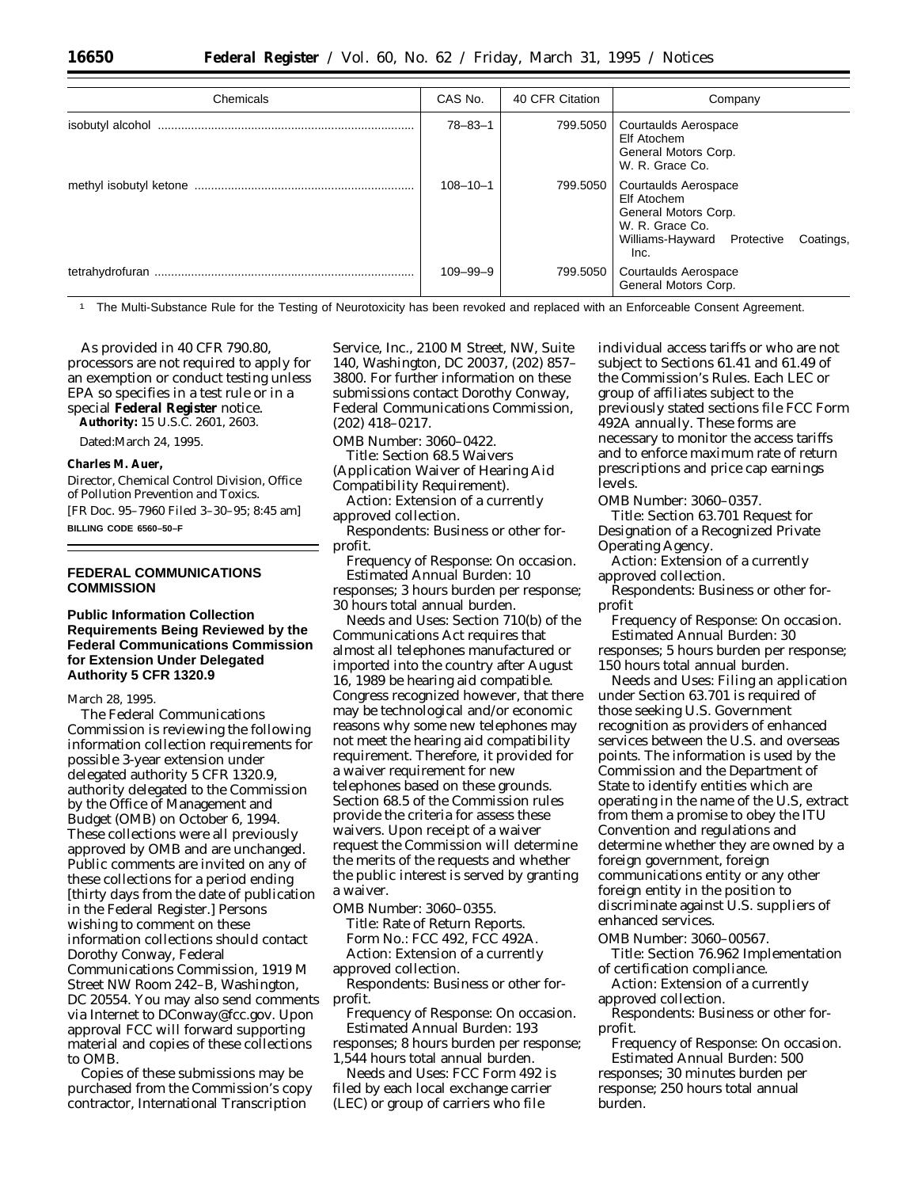| Chemicals | CAS No. | 40 CFR Citation | Company |
| --- | --- | --- | --- |
| isobutyl alcohol | 78–83–1 | 799.5050 | Courtaulds Aerospace<br>Elf Atochem<br>General Motors Corp.<br>W. R. Grace Co. |
| methyl isobutyl ketone | 108–10–1 | 799.5050 | Courtaulds Aerospace<br>Elf Atochem<br>General Motors Corp.<br>W. R. Grace Co.<br>Williams-Hayward Protective Coatings, Inc. |
| tetrahydrofuran | 109–99–9 | 799.5050 | Courtaulds Aerospace<br>General Motors Corp. |

[1] The Multi-Substance Rule for the Testing of Neurotoxicity has been revoked and replaced with an Enforceable Consent Agreement.

As provided in 40 CFR 790.80, processors are not required to apply for an exemption or conduct testing unless EPA so specifies in a test rule or in a special **Federal Register** notice.

**Authority:** 15 U.S.C. 2601, 2603.

Dated:March 24, 1995.

**Charles M. Auer,**

*Director, Chemical Control Division, Office of Pollution Prevention and Toxics.*

[FR Doc. 95–7960 Filed 3–30–95; 8:45 am]

**BILLING CODE 6560–50–F**

## FEDERAL COMMUNICATIONS COMMISSION

### Public Information Collection Requirements Being Reviewed by the Federal Communications Commission for Extension Under Delegated Authority 5 CFR 1320.9

March 28, 1995.

The Federal Communications Commission is reviewing the following information collection requirements for possible 3-year extension under delegated authority 5 CFR 1320.9, authority delegated to the Commission by the Office of Management and Budget (OMB) on October 6, 1994. These collections were all previously approved by OMB and are unchanged. Public comments are invited on any of these collections for a period ending [thirty days from the date of publication in the Federal Register.] Persons wishing to comment on these information collections should contact Dorothy Conway, Federal Communications Commission, 1919 M Street NW Room 242–B, Washington, DC 20554. You may also send comments via Internet to DConway@fcc.gov. Upon approval FCC will forward supporting material and copies of these collections to OMB.

Copies of these submissions may be purchased from the Commission's copy contractor, International Transcription Service, Inc., 2100 M Street, NW, Suite 140, Washington, DC 20037, (202) 857–3800. For further information on these submissions contact Dorothy Conway, Federal Communications Commission, (202) 418–0217.

*OMB Number:* 3060–0422.

*Title:* Section 68.5 Waivers (Application Waiver of Hearing Aid Compatibility Requirement).

*Action:* Extension of a currently approved collection.

*Respondents:* Business or other for-profit.

*Frequency of Response:* On occasion.

*Estimated Annual Burden:* 10 responses; 3 hours burden per response; 30 hours total annual burden.

*Needs and Uses:* Section 710(b) of the Communications Act requires that almost all telephones manufactured or imported into the country after August 16, 1989 be hearing aid compatible. Congress recognized however, that there may be technological and/or economic reasons why some new telephones may not meet the hearing aid compatibility requirement. Therefore, it provided for a waiver requirement for new telephones based on these grounds. Section 68.5 of the Commission rules provide the criteria for assess these waivers. Upon receipt of a waiver request the Commission will determine the merits of the requests and whether the public interest is served by granting a waiver.

*OMB Number:* 3060–0355.

*Title:* Rate of Return Reports.

*Form No.:* FCC 492, FCC 492A.

*Action:* Extension of a currently approved collection.

*Respondents:* Business or other for-profit.

*Frequency of Response:* On occasion.

*Estimated Annual Burden:* 193 responses; 8 hours burden per response; 1,544 hours total annual burden.

*Needs and Uses:* FCC Form 492 is filed by each local exchange carrier (LEC) or group of carriers who file individual access tariffs or who are not subject to Sections 61.41 and 61.49 of the Commission's Rules. Each LEC or group of affiliates subject to the previously stated sections file FCC Form 492A annually. These forms are necessary to monitor the access tariffs and to enforce maximum rate of return prescriptions and price cap earnings levels.

*OMB Number:* 3060–0357.

*Title:* Section 63.701 Request for Designation of a Recognized Private Operating Agency.

*Action:* Extension of a currently approved collection.

*Respondents:* Business or other for-profit

*Frequency of Response:* On occasion.

*Estimated Annual Burden:* 30 responses; 5 hours burden per response; 150 hours total annual burden.

*Needs and Uses:* Filing an application under Section 63.701 is required of those seeking U.S. Government recognition as providers of enhanced services between the U.S. and overseas points. The information is used by the Commission and the Department of State to identify entities which are operating in the name of the U.S, extract from them a promise to obey the ITU Convention and regulations and determine whether they are owned by a foreign government, foreign communications entity or any other foreign entity in the position to discriminate against U.S. suppliers of enhanced services.

*OMB Number:* 3060–00567.

*Title:* Section 76.962 Implementation of certification compliance.

*Action:* Extension of a currently approved collection.

*Respondents:* Business or other for-profit.

*Frequency of Response:* On occasion.

*Estimated Annual Burden:* 500 responses; 30 minutes burden per response; 250 hours total annual burden.